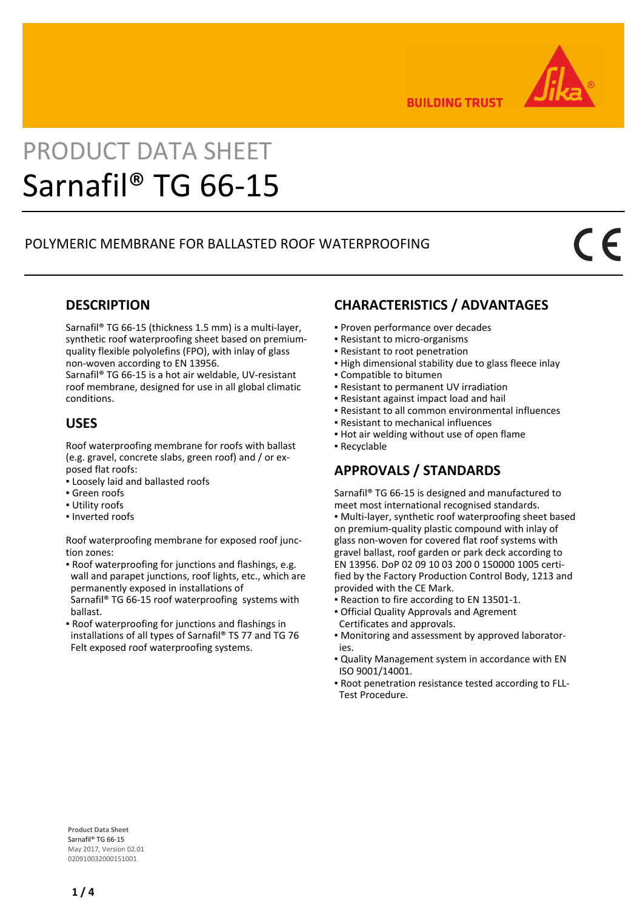BUILDING TRUST

# PRODUCT DATA SHEET
# Sarnafil® TG 66-15

POLYMERIC MEMBRANE FOR BALLASTED ROOF WATERPROOFING

## DESCRIPTION

Sarnafil® TG 66-15 (thickness 1.5 mm) is a multi-layer, synthetic roof waterproofing sheet based on premium-quality flexible polyolefins (FPO), with inlay of glass non-woven according to EN 13956.
Sarnafil® TG 66-15 is a hot air weldable, UV-resistant roof membrane, designed for use in all global climatic conditions.

## USES

Roof waterproofing membrane for roofs with ballast (e.g. gravel, concrete slabs, green roof) and / or exposed flat roofs:

- Loosely laid and ballasted roofs
- Green roofs
- Utility roofs
- Inverted roofs

Roof waterproofing membrane for exposed roof junction zones:

- Roof waterproofing for junctions and flashings, e.g. wall and parapet junctions, roof lights, etc., which are permanently exposed in installations of Sarnafil® TG 66-15 roof waterproofing systems with ballast.
- Roof waterproofing for junctions and flashings in installations of all types of Sarnafil® TS 77 and TG 76 Felt exposed roof waterproofing systems.

## CHARACTERISTICS / ADVANTAGES

- Proven performance over decades
- Resistant to micro-organisms
- Resistant to root penetration
- High dimensional stability due to glass fleece inlay
- Compatible to bitumen
- Resistant to permanent UV irradiation
- Resistant against impact load and hail
- Resistant to all common environmental influences
- Resistant to mechanical influences
- Hot air welding without use of open flame
- Recyclable

## APPROVALS / STANDARDS

Sarnafil® TG 66-15 is designed and manufactured to meet most international recognised standards.

- Multi-layer, synthetic roof waterproofing sheet based on premium-quality plastic compound with inlay of glass non-woven for covered flat roof systems with gravel ballast, roof garden or park deck according to EN 13956. DoP 02 09 10 03 200 0 150000 1005 certified by the Factory Production Control Body, 1213 and provided with the CE Mark.
- Reaction to fire according to EN 13501-1.
- Official Quality Approvals and Agrement Certificates and approvals.
- Monitoring and assessment by approved laboratories.
- Quality Management system in accordance with EN ISO 9001/14001.
- Root penetration resistance tested according to FLL-Test Procedure.

**Product Data Sheet**
Sarnafil® TG 66-15
May 2017, Version 02.01
020910032000151001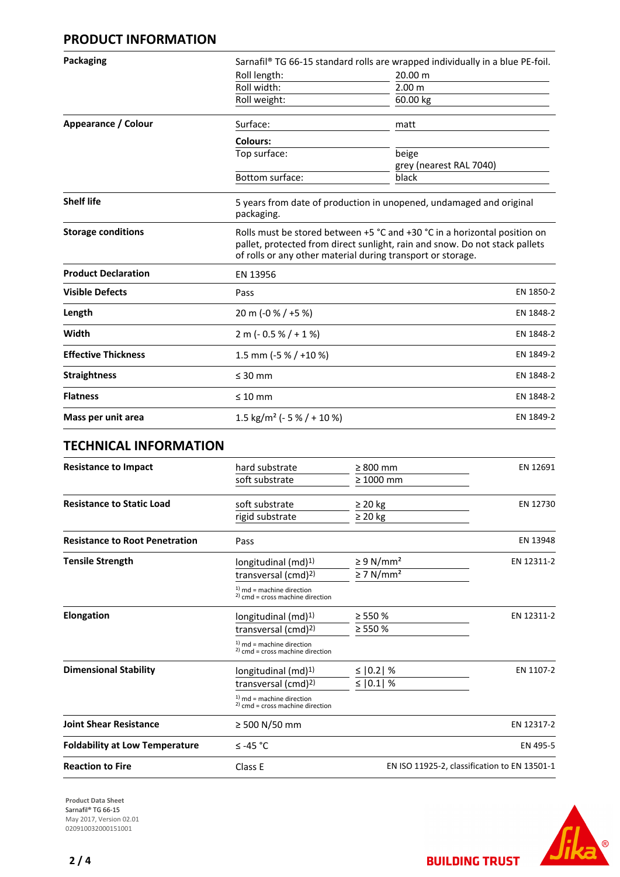## PRODUCT INFORMATION

| | | | |
|---|---|---|---|
| **Packaging** | Sarnafil® TG 66-15 standard rolls are wrapped individually in a blue PE-foil. | | |
| | Roll length: | 20.00 m | |
| | Roll width: | 2.00 m | |
| | Roll weight: | 60.00 kg | |
| **Appearance / Colour** | Surface: | matt | |
| | **Colours:** | | |
| | Top surface: | beige<br>grey (nearest RAL 7040) | |
| | Bottom surface: | black | |
| **Shelf life** | 5 years from date of production in unopened, undamaged and original packaging. | | |
| **Storage conditions** | Rolls must be stored between +5 °C and +30 °C in a horizontal position on pallet, protected from direct sunlight, rain and snow. Do not stack pallets of rolls or any other material during transport or storage. | | |
| **Product Declaration** | EN 13956 | | |
| **Visible Defects** | Pass | | EN 1850-2 |
| **Length** | 20 m (-0 % / +5 %) | | EN 1848-2 |
| **Width** | 2 m (- 0.5 % / + 1 %) | | EN 1848-2 |
| **Effective Thickness** | 1.5 mm (-5 % / +10 %) | | EN 1849-2 |
| **Straightness** | ≤ 30 mm | | EN 1848-2 |
| **Flatness** | ≤ 10 mm | | EN 1848-2 |
| **Mass per unit area** | 1.5 kg/m² (- 5 % / + 10 %) | | EN 1849-2 |

## TECHNICAL INFORMATION

| | | | |
|---|---|---|---|
| **Resistance to Impact** | hard substrate | ≥ 800 mm | EN 12691 |
| | soft substrate | ≥ 1000 mm | |
| **Resistance to Static Load** | soft substrate | ≥ 20 kg | EN 12730 |
| | rigid substrate | ≥ 20 kg | |
| **Resistance to Root Penetration** | Pass | | EN 13948 |
| **Tensile Strength** | longitudinal (md)[1] | ≥ 9 N/mm² | EN 12311-2 |
| | transversal (cmd)[2] | ≥ 7 N/mm² | |
| | [1] md = machine direction<br>[2] cmd = cross machine direction | | |
| **Elongation** | longitudinal (md)[1] | ≥ 550 % | EN 12311-2 |
| | transversal (cmd)[2] | ≥ 550 % | |
| | [1] md = machine direction<br>[2] cmd = cross machine direction | | |
| **Dimensional Stability** | longitudinal (md)[1] | ≤ \|0.2\| % | EN 1107-2 |
| | transversal (cmd)[2] | ≤ \|0.1\| % | |
| | [1] md = machine direction<br>[2] cmd = cross machine direction | | |
| **Joint Shear Resistance** | ≥ 500 N/50 mm | | EN 12317-2 |
| **Foldability at Low Temperature** | ≤ -45 °C | | EN 495-5 |
| **Reaction to Fire** | Class E | | EN ISO 11925-2, classification to EN 13501-1 |

**Product Data Sheet**
Sarnafil® TG 66-15
May 2017, Version 02.01
020910032000151001

BUILDING TRUST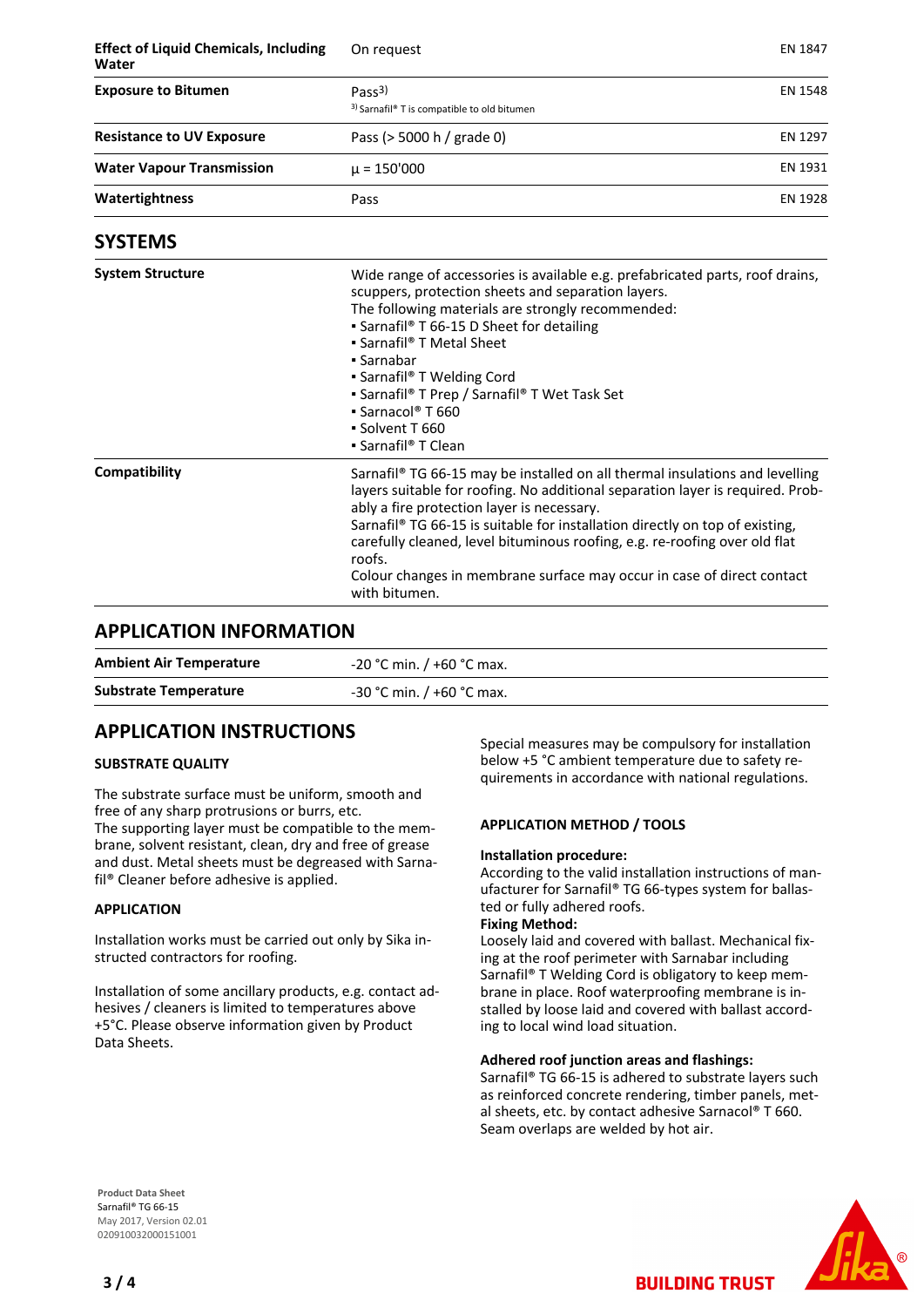| | | |
|---|---|---|
| **Effect of Liquid Chemicals, Including Water** | On request | EN 1847 |
| **Exposure to Bitumen** | Pass[3]<br>[3] Sarnafil® T is compatible to old bitumen | EN 1548 |
| **Resistance to UV Exposure** | Pass (> 5000 h / grade 0) | EN 1297 |
| **Water Vapour Transmission** | $\mu$ = 150'000 | EN 1931 |
| **Watertightness** | Pass | EN 1928 |

## SYSTEMS

| | |
|---|---|
| **System Structure** | Wide range of accessories is available e.g. prefabricated parts, roof drains, scuppers, protection sheets and separation layers.<br>The following materials are strongly recommended:<br>▪ Sarnafil® T 66-15 D Sheet for detailing<br>▪ Sarnafil® T Metal Sheet<br>▪ Sarnabar<br>▪ Sarnafil® T Welding Cord<br>▪ Sarnafil® T Prep / Sarnafil® T Wet Task Set<br>▪ Sarnacol® T 660<br>▪ Solvent T 660<br>▪ Sarnafil® T Clean |
| **Compatibility** | Sarnafil® TG 66-15 may be installed on all thermal insulations and levelling layers suitable for roofing. No additional separation layer is required. Probably a fire protection layer is necessary.<br>Sarnafil® TG 66-15 is suitable for installation directly on top of existing, carefully cleaned, level bituminous roofing, e.g. re-roofing over old flat roofs.<br>Colour changes in membrane surface may occur in case of direct contact with bitumen. |

## APPLICATION INFORMATION

| | |
|---|---|
| **Ambient Air Temperature** | -20 °C min. / +60 °C max. |
| **Substrate Temperature** | -30 °C min. / +60 °C max. |

## APPLICATION INSTRUCTIONS

### SUBSTRATE QUALITY

The substrate surface must be uniform, smooth and free of any sharp protrusions or burrs, etc.
The supporting layer must be compatible to the membrane, solvent resistant, clean, dry and free of grease and dust. Metal sheets must be degreased with Sarnafil® Cleaner before adhesive is applied.

### APPLICATION

Installation works must be carried out only by Sika instructed contractors for roofing.

Installation of some ancillary products, e.g. contact adhesives / cleaners is limited to temperatures above +5°C. Please observe information given by Product Data Sheets.

Special measures may be compulsory for installation below +5 °C ambient temperature due to safety requirements in accordance with national regulations.

### APPLICATION METHOD / TOOLS

**Installation procedure:**
According to the valid installation instructions of manufacturer for Sarnafil® TG 66-types system for ballasted or fully adhered roofs.
**Fixing Method:**
Loosely laid and covered with ballast. Mechanical fixing at the roof perimeter with Sarnabar including Sarnafil® T Welding Cord is obligatory to keep membrane in place. Roof waterproofing membrane is installed by loose laid and covered with ballast according to local wind load situation.

**Adhered roof junction areas and flashings:**
Sarnafil® TG 66-15 is adhered to substrate layers such as reinforced concrete rendering, timber panels, metal sheets, etc. by contact adhesive Sarnacol® T 660. Seam overlaps are welded by hot air.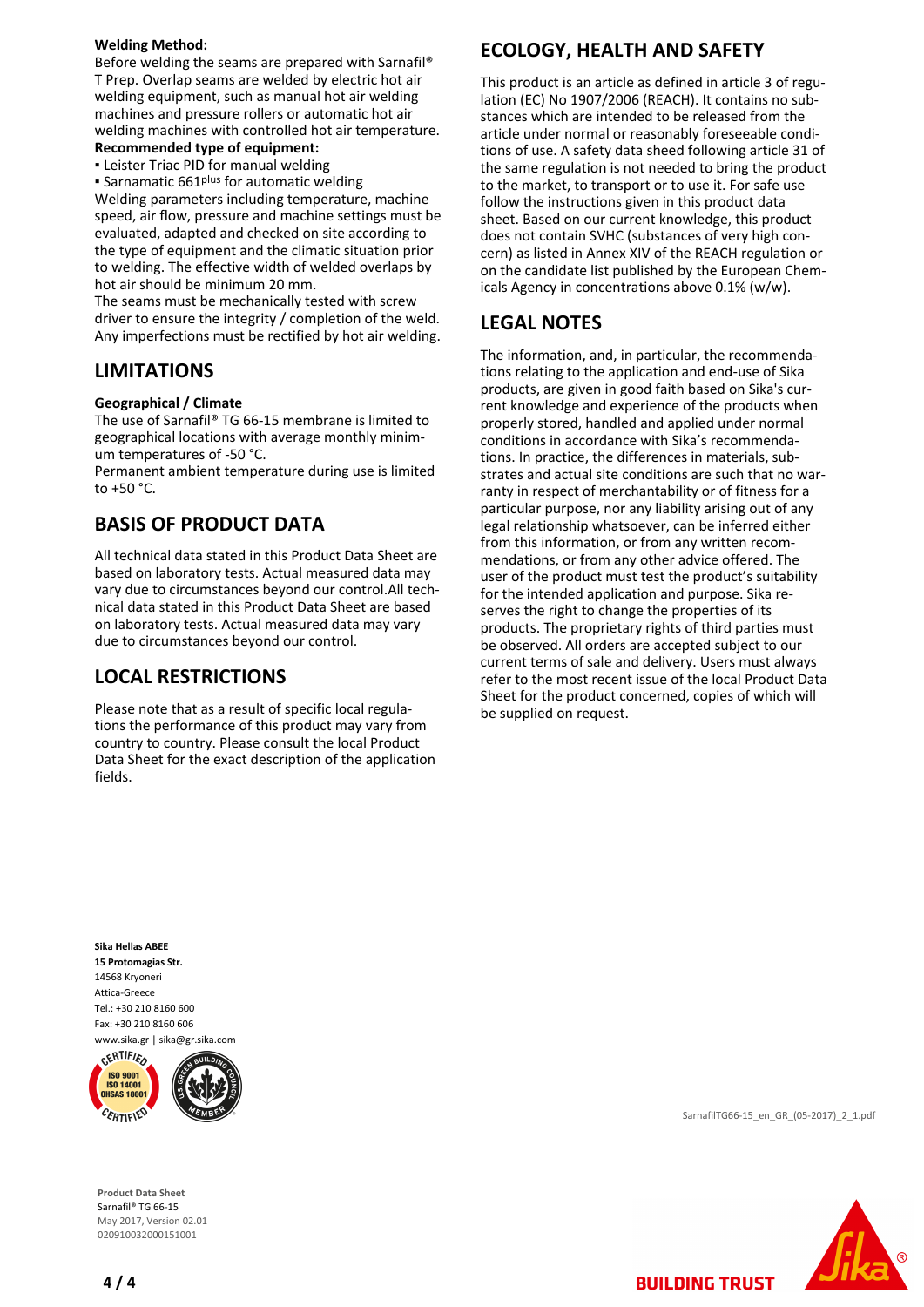**Welding Method:**

Before welding the seams are prepared with Sarnafil® T Prep. Overlap seams are welded by electric hot air welding equipment, such as manual hot air welding machines and pressure rollers or automatic hot air welding machines with controlled hot air temperature.

**Recommended type of equipment:**

- Leister Triac PID for manual welding
- Sarnamatic 661$^{plus}$ for automatic welding

Welding parameters including temperature, machine speed, air flow, pressure and machine settings must be evaluated, adapted and checked on site according to the type of equipment and the climatic situation prior to welding. The effective width of welded overlaps by hot air should be minimum 20 mm.

The seams must be mechanically tested with screw driver to ensure the integrity / completion of the weld. Any imperfections must be rectified by hot air welding.

## LIMITATIONS

**Geographical / Climate**

The use of Sarnafil® TG 66-15 membrane is limited to geographical locations with average monthly minimum temperatures of -50 °C.

Permanent ambient temperature during use is limited to +50 °C.

## BASIS OF PRODUCT DATA

All technical data stated in this Product Data Sheet are based on laboratory tests. Actual measured data may vary due to circumstances beyond our control.All technical data stated in this Product Data Sheet are based on laboratory tests. Actual measured data may vary due to circumstances beyond our control.

## LOCAL RESTRICTIONS

Please note that as a result of specific local regulations the performance of this product may vary from country to country. Please consult the local Product Data Sheet for the exact description of the application fields.

## ECOLOGY, HEALTH AND SAFETY

This product is an article as defined in article 3 of regulation (EC) No 1907/2006 (REACH). It contains no substances which are intended to be released from the article under normal or reasonably foreseeable conditions of use. A safety data sheed following article 31 of the same regulation is not needed to bring the product to the market, to transport or to use it. For safe use follow the instructions given in this product data sheet. Based on our current knowledge, this product does not contain SVHC (substances of very high concern) as listed in Annex XIV of the REACH regulation or on the candidate list published by the European Chemicals Agency in concentrations above 0.1% (w/w).

## LEGAL NOTES

The information, and, in particular, the recommendations relating to the application and end-use of Sika products, are given in good faith based on Sika's current knowledge and experience of the products when properly stored, handled and applied under normal conditions in accordance with Sika's recommendations. In practice, the differences in materials, substrates and actual site conditions are such that no warranty in respect of merchantability or of fitness for a particular purpose, nor any liability arising out of any legal relationship whatsoever, can be inferred either from this information, or from any written recommendations, or from any other advice offered. The user of the product must test the product's suitability for the intended application and purpose. Sika reserves the right to change the properties of its products. The proprietary rights of third parties must be observed. All orders are accepted subject to our current terms of sale and delivery. Users must always refer to the most recent issue of the local Product Data Sheet for the product concerned, copies of which will be supplied on request.

**Sika Hellas ABEE**
**15 Protomagias Str.**
14568 Kryoneri
Attica-Greece
Tel.: +30 210 8160 600
Fax: +30 210 8160 606
www.sika.gr | sika@gr.sika.com

SarnafilTG66-15_en_GR_(05-2017)_2_1.pdf

**Product Data Sheet**
Sarnafil® TG 66-15
May 2017, Version 02.01
020910032000151001

BUILDING TRUST